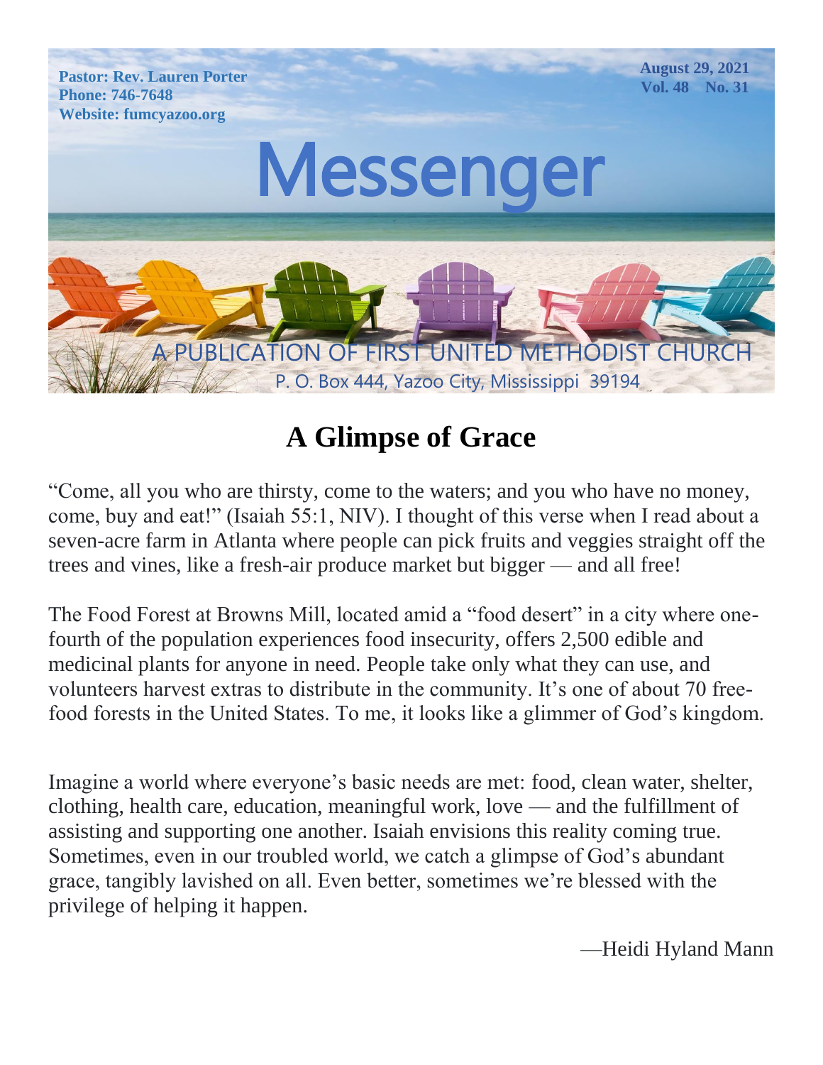Pastor: Rev. Lauren Porter
Phone: 746-7648
Website: fumcyazoo.org

August 29, 2021
Vol. 48 No. 31

# Messenger

A PUBLICATION OF FIRST UNITED METHODIST CHURCH
P. O. Box 444, Yazoo City, Mississippi 39194

## A Glimpse of Grace

"Come, all you who are thirsty, come to the waters; and you who have no money, come, buy and eat!" (Isaiah 55:1, NIV). I thought of this verse when I read about a seven-acre farm in Atlanta where people can pick fruits and veggies straight off the trees and vines, like a fresh-air produce market but bigger — and all free!

The Food Forest at Browns Mill, located amid a "food desert" in a city where one-fourth of the population experiences food insecurity, offers 2,500 edible and medicinal plants for anyone in need. People take only what they can use, and volunteers harvest extras to distribute in the community. It's one of about 70 free-food forests in the United States. To me, it looks like a glimmer of God's kingdom.

Imagine a world where everyone's basic needs are met: food, clean water, shelter, clothing, health care, education, meaningful work, love — and the fulfillment of assisting and supporting one another. Isaiah envisions this reality coming true. Sometimes, even in our troubled world, we catch a glimpse of God's abundant grace, tangibly lavished on all. Even better, sometimes we're blessed with the privilege of helping it happen.

—Heidi Hyland Mann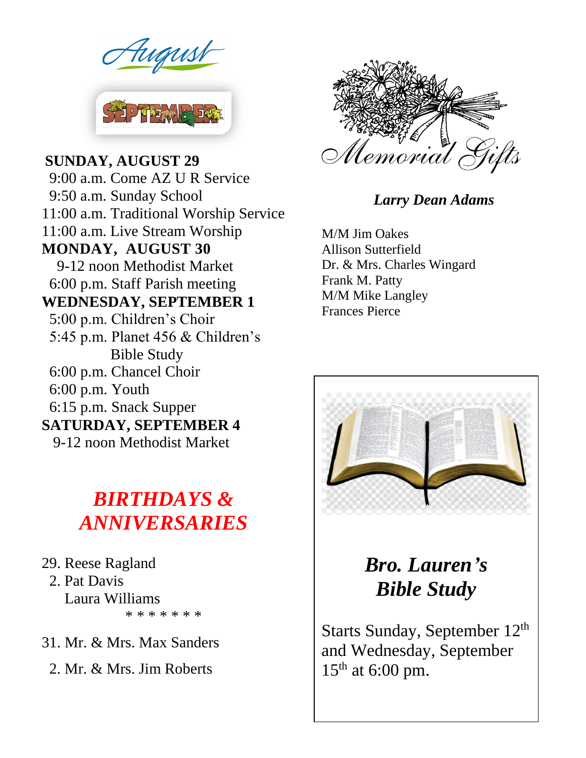# August

# SEPTEMBER

**SUNDAY, AUGUST 29**

9:00 a.m. Come AZ U R Service
9:50 a.m. Sunday School
11:00 a.m. Traditional Worship Service
11:00 a.m. Live Stream Worship

**MONDAY, AUGUST 30**

9-12 noon Methodist Market
6:00 p.m. Staff Parish meeting

**WEDNESDAY, SEPTEMBER 1**

5:00 p.m. Children's Choir
5:45 p.m. Planet 456 & Children's Bible Study
6:00 p.m. Chancel Choir
6:00 p.m. Youth
6:15 p.m. Snack Supper

**SATURDAY, SEPTEMBER 4**

9-12 noon Methodist Market

## *BIRTHDAYS & ANNIVERSARIES*

29. Reese Ragland
2. Pat Davis
   Laura Williams

\* \* \* \* \* \* \*

31. Mr. & Mrs. Max Sanders
2. Mr. & Mrs. Jim Roberts

## Memorial Gifts

***Larry Dean Adams***

M/M Jim Oakes
Allison Sutterfield
Dr. & Mrs. Charles Wingard
Frank M. Patty
M/M Mike Langley
Frances Pierce

## *Bro. Lauren's Bible Study*

Starts Sunday, September 12th and Wednesday, September 15th at 6:00 pm.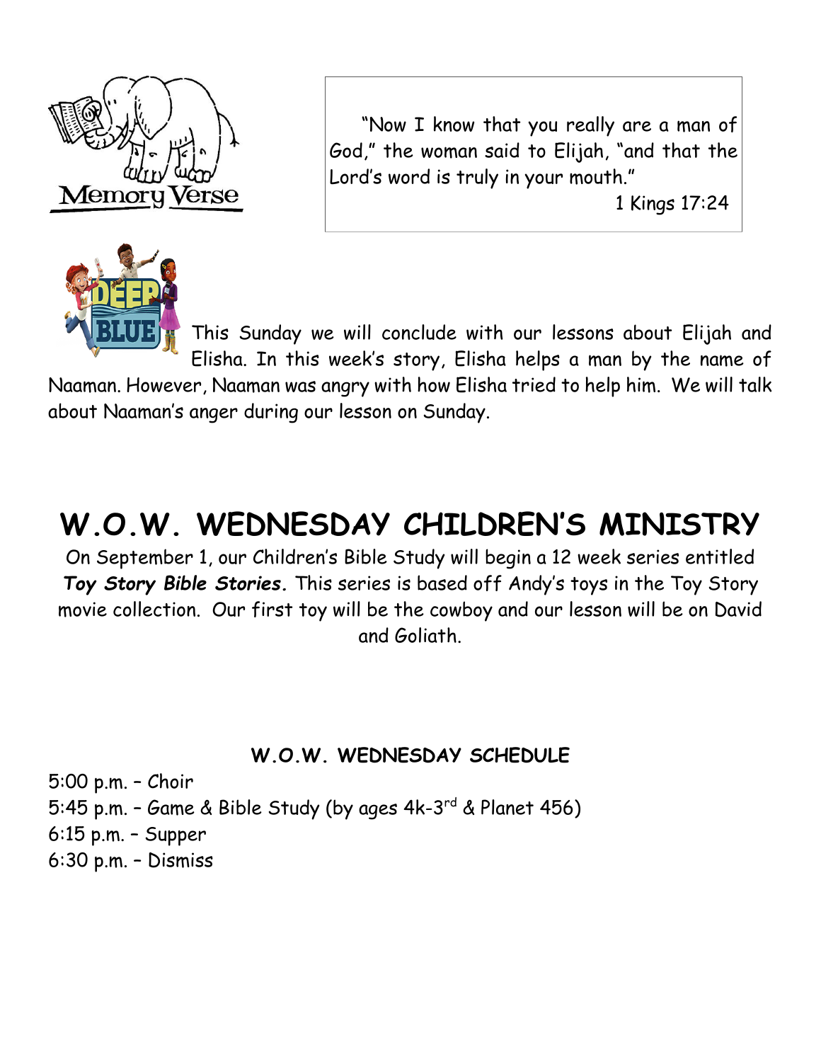Memory Verse

"Now I know that you really are a man of God," the woman said to Elijah, "and that the Lord's word is truly in your mouth."

1 Kings 17:24

DEEP BLUE

This Sunday we will conclude with our lessons about Elijah and Elisha. In this week's story, Elisha helps a man by the name of Naaman. However, Naaman was angry with how Elisha tried to help him. We will talk about Naaman's anger during our lesson on Sunday.

# W.O.W. WEDNESDAY CHILDREN'S MINISTRY

On September 1, our Children's Bible Study will begin a 12 week series entitled ***Toy Story Bible Stories.*** This series is based off Andy's toys in the Toy Story movie collection. Our first toy will be the cowboy and our lesson will be on David and Goliath.

### W.O.W. WEDNESDAY SCHEDULE

5:00 p.m. – Choir
5:45 p.m. – Game & Bible Study (by ages 4k-3rd & Planet 456)
6:15 p.m. – Supper
6:30 p.m. – Dismiss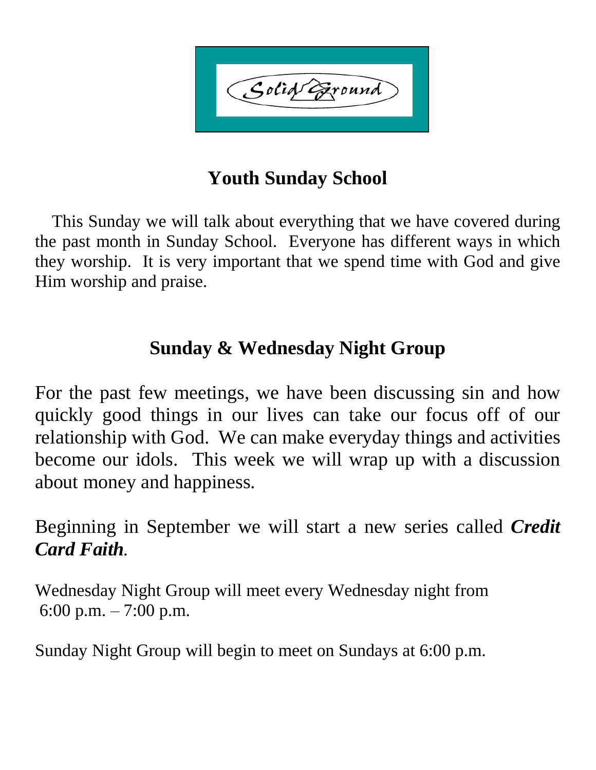Solid Ground

## Youth Sunday School

This Sunday we will talk about everything that we have covered during the past month in Sunday School. Everyone has different ways in which they worship. It is very important that we spend time with God and give Him worship and praise.

## Sunday & Wednesday Night Group

For the past few meetings, we have been discussing sin and how quickly good things in our lives can take our focus off of our relationship with God. We can make everyday things and activities become our idols. This week we will wrap up with a discussion about money and happiness.

Beginning in September we will start a new series called ***Credit Card Faith***.

Wednesday Night Group will meet every Wednesday night from 6:00 p.m. – 7:00 p.m.

Sunday Night Group will begin to meet on Sundays at 6:00 p.m.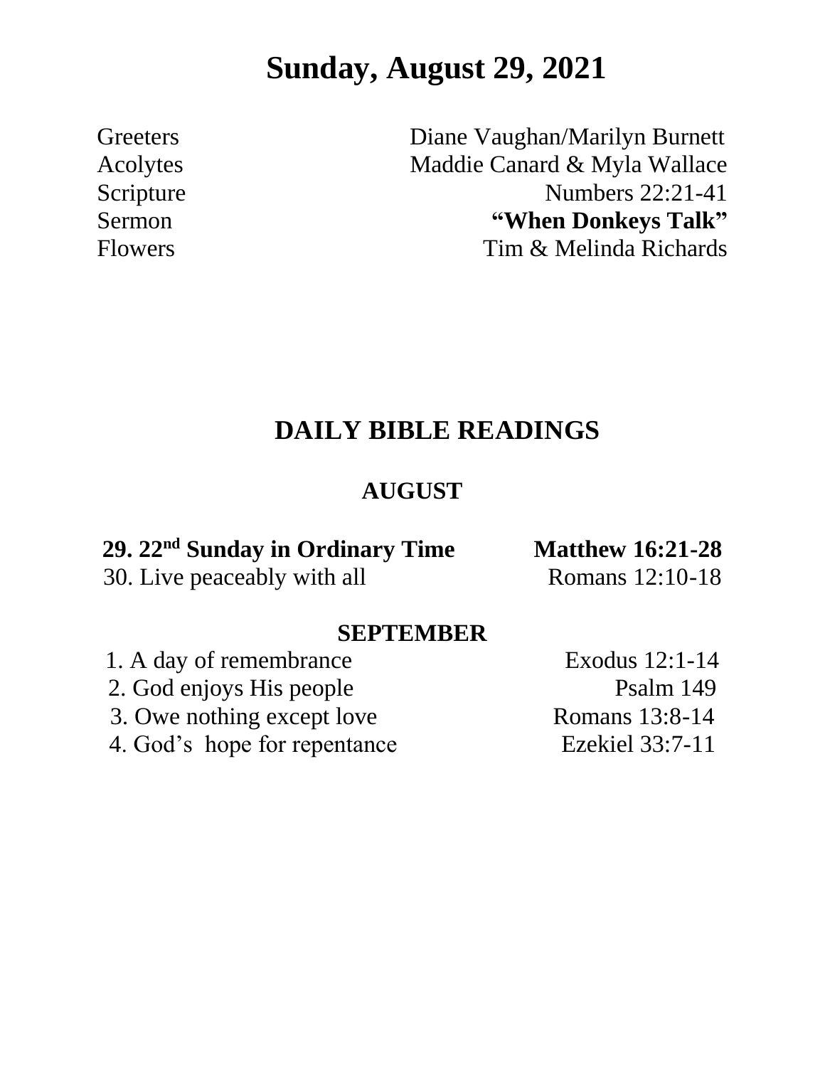# Sunday, August 29, 2021

| | |
|---|---|
| Greeters | Diane Vaughan/Marilyn Burnett |
| Acolytes | Maddie Canard & Myla Wallace |
| Scripture | Numbers 22:21-41 |
| Sermon | **"When Donkeys Talk"** |
| Flowers | Tim & Melinda Richards |

## DAILY BIBLE READINGS

### AUGUST

| | |
|---|---|
| **29. 22nd Sunday in Ordinary Time** | **Matthew 16:21-28** |
| 30. Live peaceably with all | Romans 12:10-18 |

### SEPTEMBER

| | |
|---|---|
| 1. A day of remembrance | Exodus 12:1-14 |
| 2. God enjoys His people | Psalm 149 |
| 3. Owe nothing except love | Romans 13:8-14 |
| 4. God's hope for repentance | Ezekiel 33:7-11 |